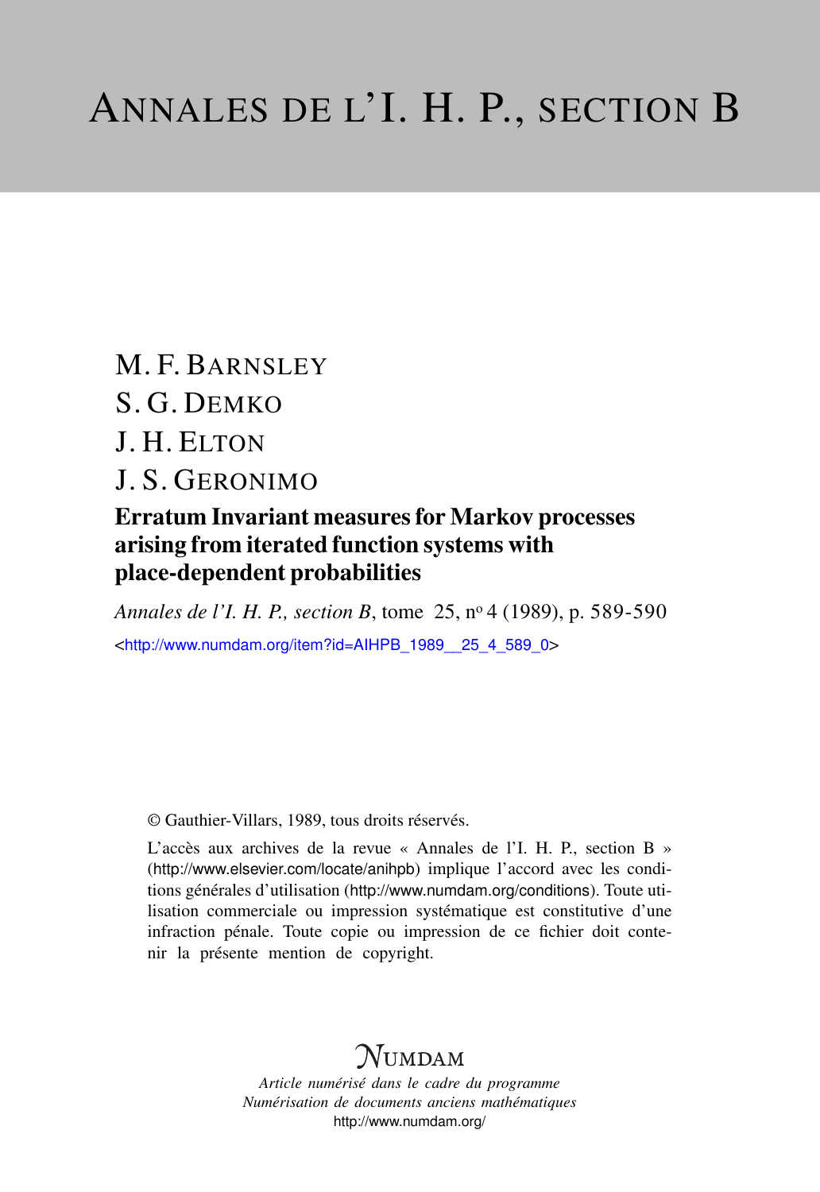# ANNALES DE L'I. H. P., SECTION B

M. F. BARNSLEY

S. G. DEMKO

J. H. ELTON

J. S. GERONIMO

## Erratum Invariant measures for Markov processes arising from iterated function systems with place-dependent probabilities

*Annales de l'I. H. P., section B*, tome 25, nº 4 (1989), p. 589-590

<http://www.numdam.org/item?id=AIHPB_1989__25_4_589_0>

© Gauthier-Villars, 1989, tous droits réservés.

L'accès aux archives de la revue « Annales de l'I. H. P., section B » (http://www.elsevier.com/locate/anihpb) implique l'accord avec les conditions générales d'utilisation (http://www.numdam.org/conditions). Toute utilisation commerciale ou impression systématique est constitutive d'une infraction pénale. Toute copie ou impression de ce fichier doit contenir la présente mention de copyright.

NUMDAM

*Article numérisé dans le cadre du programme*
*Numérisation de documents anciens mathématiques*
http://www.numdam.org/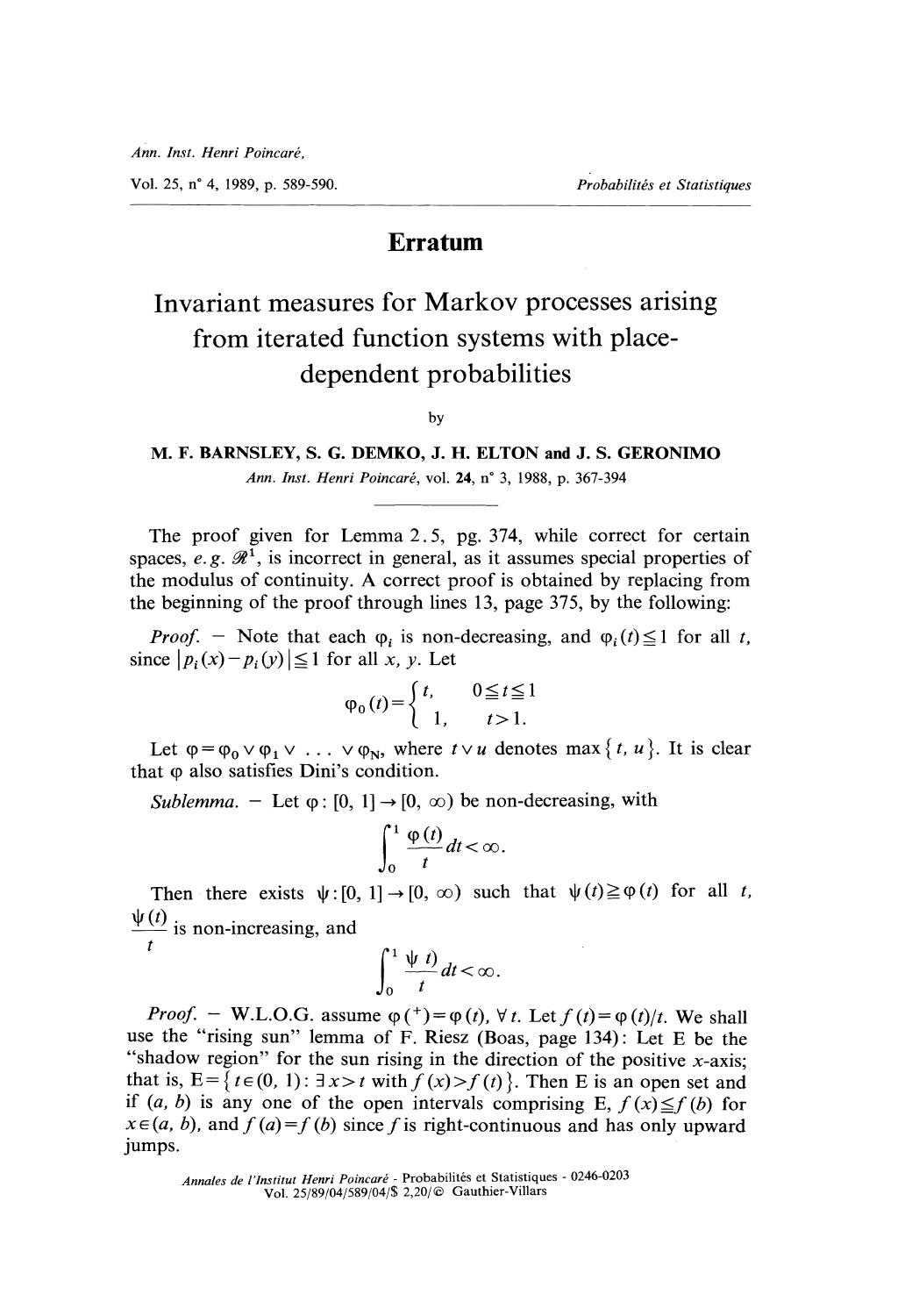# Erratum

## Invariant measures for Markov processes arising from iterated function systems with place-dependent probabilities

by

**M. F. BARNSLEY, S. G. DEMKO, J. H. ELTON and J. S. GERONIMO**

*Ann. Inst. Henri Poincaré*, vol. **24**, n° 3, 1988, p. 367-394

---

The proof given for Lemma 2.5, pg. 374, while correct for certain spaces, *e.g.* $\mathscr{R}^1$, is incorrect in general, as it assumes special properties of the modulus of continuity. A correct proof is obtained by replacing from the beginning of the proof through lines 13, page 375, by the following:

*Proof.* — Note that each $\varphi_i$ is non-decreasing, and $\varphi_i(t) \leqq 1$ for all $t$, since $|p_i(x) - p_i(y)| \leqq 1$ for all $x$, $y$. Let

$$\varphi_0(t) = \begin{cases} t, & 0 \leqq t \leqq 1 \\ 1, & t > 1. \end{cases}$$

Let $\varphi = \varphi_0 \vee \varphi_1 \vee \ldots \vee \varphi_N$, where $t \vee u$ denotes $\max\{t, u\}$. It is clear that $\varphi$ also satisfies Dini's condition.

*Sublemma.* — Let $\varphi : [0, 1] \to [0, \infty)$ be non-decreasing, with

$$\int_0^1 \frac{\varphi(t)}{t} dt < \infty.$$

Then there exists $\psi : [0, 1] \to [0, \infty)$ such that $\psi(t) \geqq \varphi(t)$ for all $t$, $\frac{\psi(t)}{t}$ is non-increasing, and

$$\int_0^1 \frac{\psi\, t)}{t} dt < \infty.$$

*Proof.* — W.L.O.G. assume $\varphi(^+) = \varphi(t)$, $\forall t$. Let $f(t) = \varphi(t)/t$. We shall use the "rising sun" lemma of F. Riesz (Boas, page 134): Let E be the "shadow region" for the sun rising in the direction of the positive $x$-axis; that is, $E = \{t \in (0, 1) : \exists\, x > t \text{ with } f(x) > f(t)\}$. Then E is an open set and if $(a, b)$ is any one of the open intervals comprising E, $f(x) \leqq f(b)$ for $x \in (a, b)$, and $f(a) = f(b)$ since $f$ is right-continuous and has only upward jumps.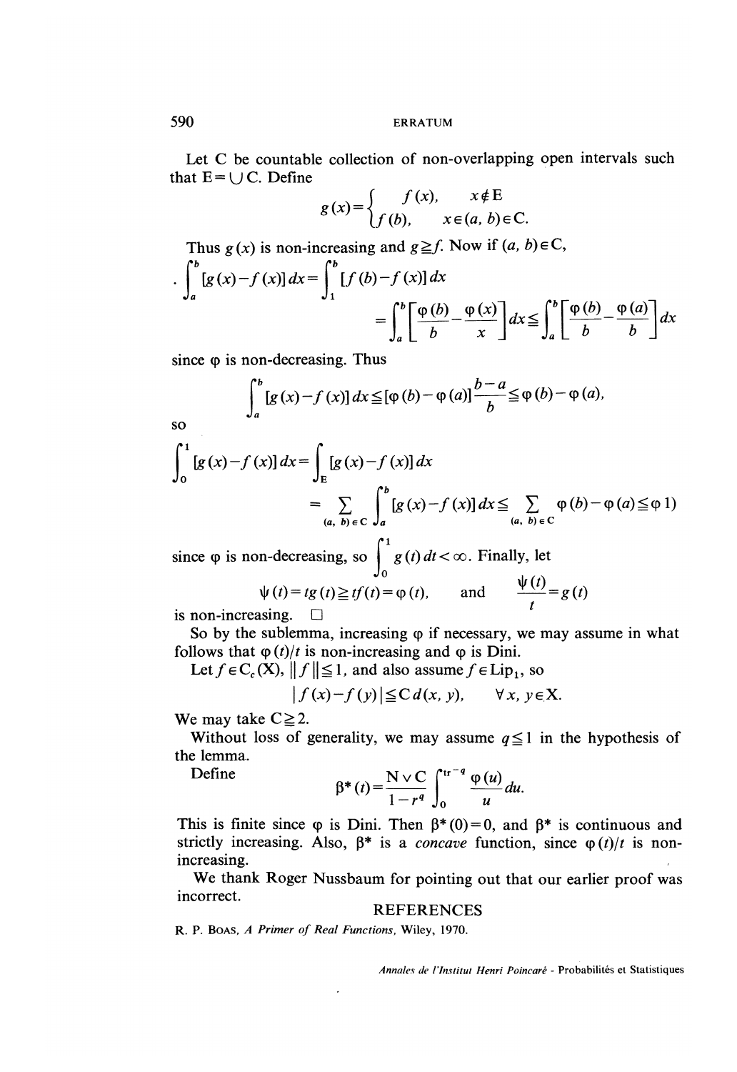Let C be countable collection of non-overlapping open intervals such that $E = \bigcup C$. Define

$$g(x) = \begin{cases} f(x), & x \notin E \\ f(b), & x \in (a, b) \in C. \end{cases}$$

Thus $g(x)$ is non-increasing and $g \geq f$. Now if $(a, b) \in C$,

$$\int_a^b [g(x) - f(x)]\, dx = \int_1^b [f(b) - f(x)]\, dx$$

$$= \int_a^b \left[ \frac{\varphi(b)}{b} - \frac{\varphi(x)}{x} \right] dx \leq \int_a^b \left[ \frac{\varphi(b)}{b} - \frac{\varphi(a)}{b} \right] dx$$

since $\varphi$ is non-decreasing. Thus

$$\int_a^b [g(x) - f(x)]\, dx \leq [\varphi(b) - \varphi(a)] \frac{b-a}{b} \leq \varphi(b) - \varphi(a),$$

so

$$\int_0^1 [g(x) - f(x)]\, dx = \int_E [g(x) - f(x)]\, dx$$

$$= \sum_{(a,\, b) \in C} \int_a^b [g(x) - f(x)]\, dx \leq \sum_{(a,\, b) \in C} \varphi(b) - \varphi(a) \leq \varphi\, 1)$$

since $\varphi$ is non-decreasing, so $\int_0^1 g(t)\, dt < \infty$. Finally, let

$$\psi(t) = t g(t) \geq t f(t) = \varphi(t), \qquad \text{and} \qquad \frac{\psi(t)}{t} = g(t)$$

is non-increasing. □

So by the sublemma, increasing $\varphi$ if necessary, we may assume in what follows that $\varphi(t)/t$ is non-increasing and $\varphi$ is Dini.

Let $f \in C_c(X)$, $\| f \| \leq 1$, and also assume $f \in \text{Lip}_1$, so

$$| f(x) - f(y) | \leq C\, d(x, y), \qquad \forall x, y \in X.$$

We may take $C \geq 2$.

Without loss of generality, we may assume $q \leq 1$ in the hypothesis of the lemma.

Define

$$\beta^*(t) = \frac{N \vee C}{1 - r^q} \int_0^{tr^{-q}} \frac{\varphi(u)}{u}\, du.$$

This is finite since $\varphi$ is Dini. Then $\beta^*(0) = 0$, and $\beta^*$ is continuous and strictly increasing. Also, $\beta^*$ is a *concave* function, since $\varphi(t)/t$ is non-increasing.

We thank Roger Nussbaum for pointing out that our earlier proof was incorrect.

## REFERENCES

R. P. Boas, *A Primer of Real Functions*, Wiley, 1970.